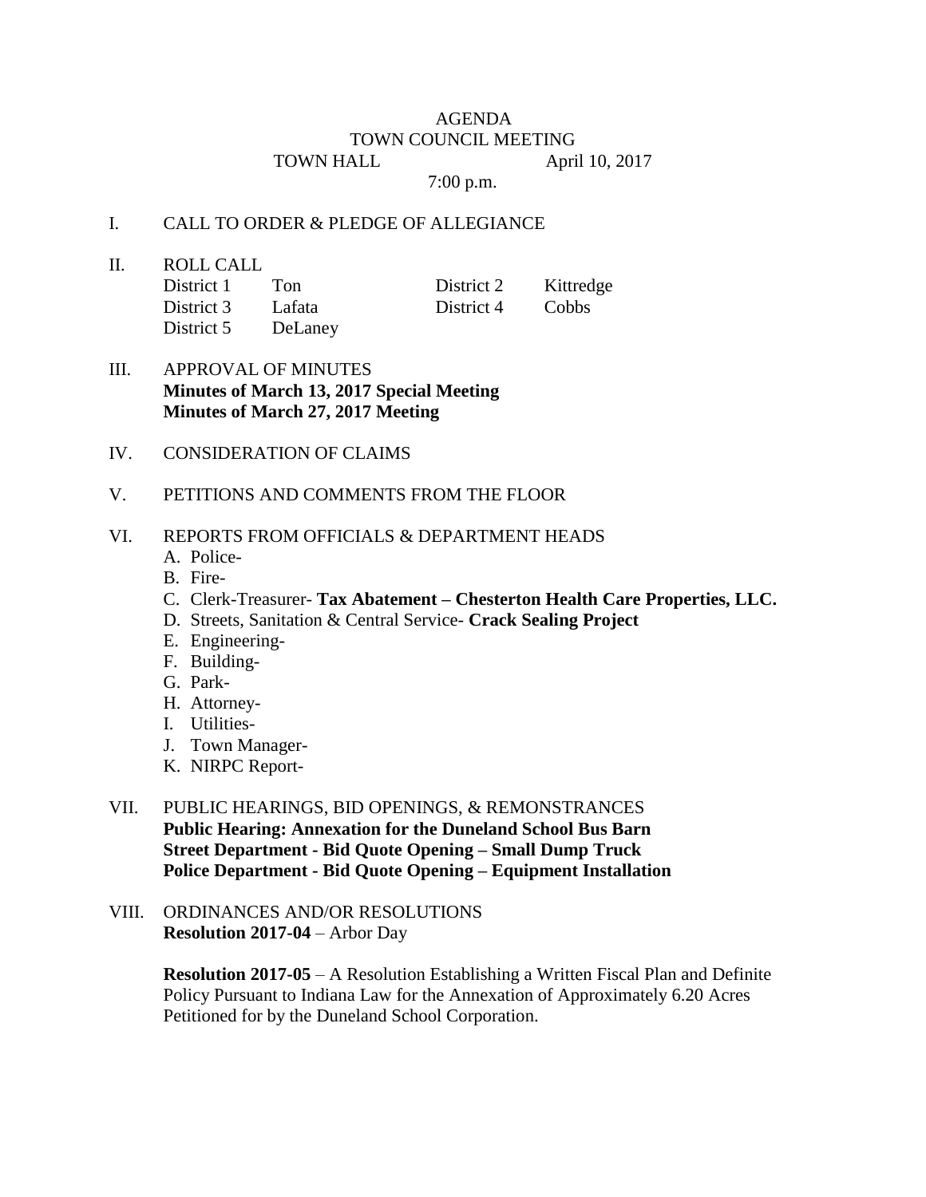# AGENDA

## TOWN COUNCIL MEETING

TOWN HALL April 10, 2017

7:00 p.m.

I. CALL TO ORDER & PLEDGE OF ALLEGIANCE

II. ROLL CALL

| | | | |
|---|---|---|---|
| District 1 | Ton | District 2 | Kittredge |
| District 3 | Lafata | District 4 | Cobbs |
| District 5 | DeLaney | | |

III. APPROVAL OF MINUTES
**Minutes of March 13, 2017 Special Meeting**
**Minutes of March 27, 2017 Meeting**

IV. CONSIDERATION OF CLAIMS

V. PETITIONS AND COMMENTS FROM THE FLOOR

VI. REPORTS FROM OFFICIALS & DEPARTMENT HEADS

A. Police-
B. Fire-
C. Clerk-Treasurer- **Tax Abatement – Chesterton Health Care Properties, LLC.**
D. Streets, Sanitation & Central Service- **Crack Sealing Project**
E. Engineering-
F. Building-
G. Park-
H. Attorney-
I. Utilities-
J. Town Manager-
K. NIRPC Report-

VII. PUBLIC HEARINGS, BID OPENINGS, & REMONSTRANCES
**Public Hearing: Annexation for the Duneland School Bus Barn**
**Street Department - Bid Quote Opening – Small Dump Truck**
**Police Department - Bid Quote Opening – Equipment Installation**

VIII. ORDINANCES AND/OR RESOLUTIONS
**Resolution 2017-04** – Arbor Day

**Resolution 2017-05** – A Resolution Establishing a Written Fiscal Plan and Definite Policy Pursuant to Indiana Law for the Annexation of Approximately 6.20 Acres Petitioned for by the Duneland School Corporation.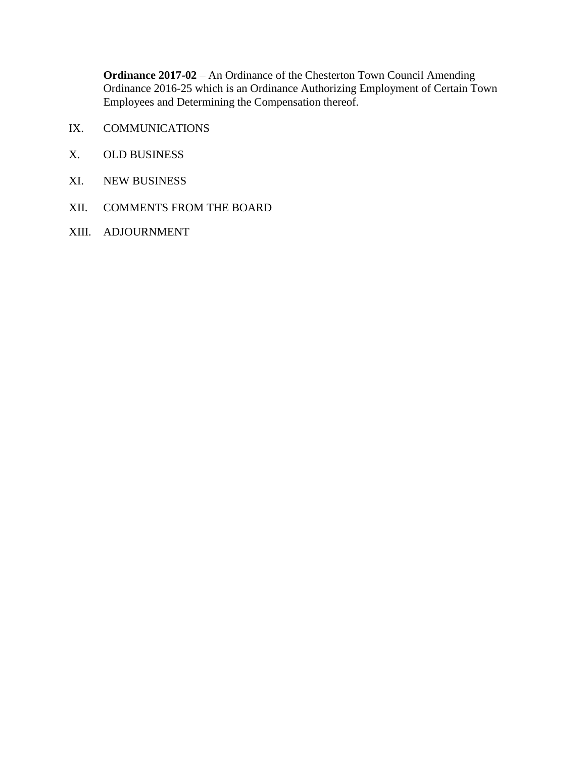**Ordinance 2017-02** – An Ordinance of the Chesterton Town Council Amending Ordinance 2016-25 which is an Ordinance Authorizing Employment of Certain Town Employees and Determining the Compensation thereof.

IX. COMMUNICATIONS

X. OLD BUSINESS

XI. NEW BUSINESS

XII. COMMENTS FROM THE BOARD

XIII. ADJOURNMENT